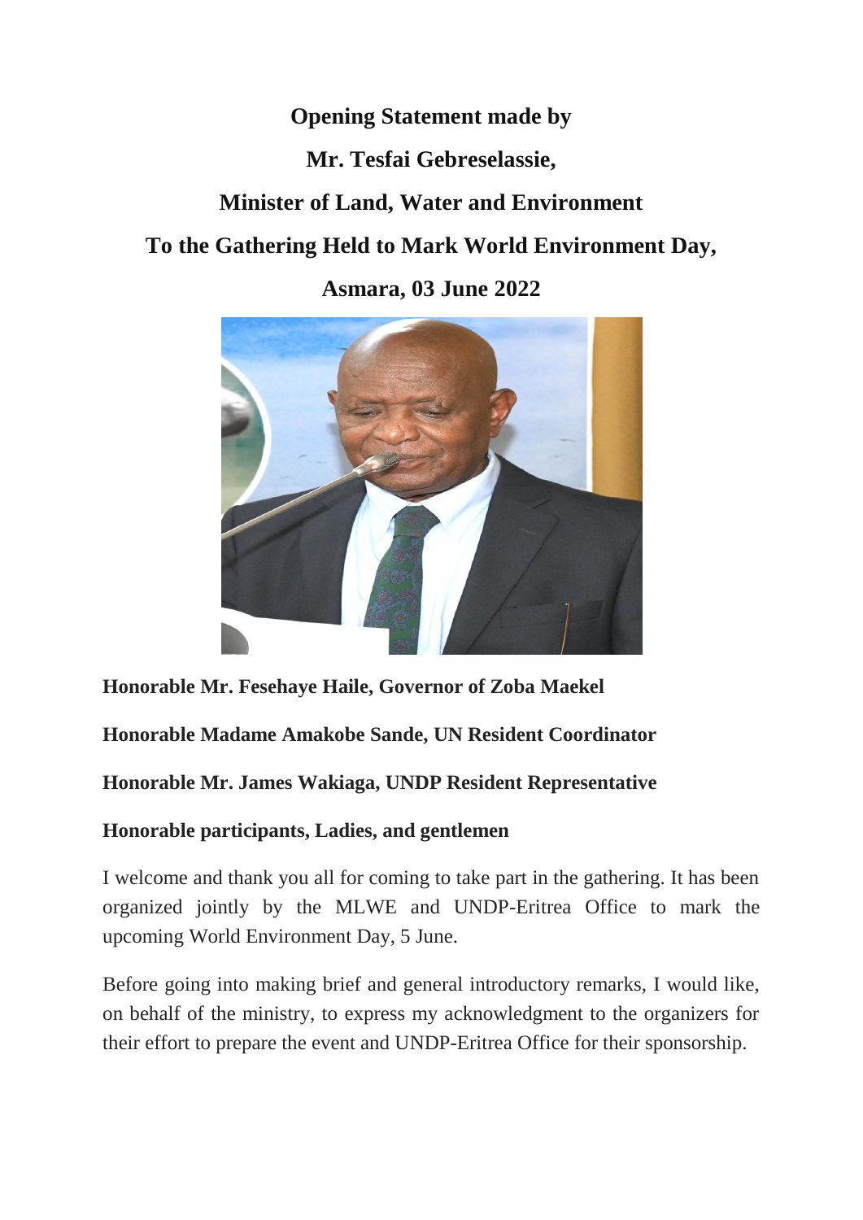**Opening Statement made by**

**Mr. Tesfai Gebreselassie,**

**Minister of Land, Water and Environment**

**To the Gathering Held to Mark World Environment Day,**

**Asmara, 03 June 2022**

**Honorable Mr. Fesehaye Haile, Governor of Zoba Maekel**

**Honorable Madame Amakobe Sande, UN Resident Coordinator**

**Honorable Mr. James Wakiaga, UNDP Resident Representative**

**Honorable participants, Ladies, and gentlemen**

I welcome and thank you all for coming to take part in the gathering. It has been organized jointly by the MLWE and UNDP-Eritrea Office to mark the upcoming World Environment Day, 5 June.

Before going into making brief and general introductory remarks, I would like, on behalf of the ministry, to express my acknowledgment to the organizers for their effort to prepare the event and UNDP-Eritrea Office for their sponsorship.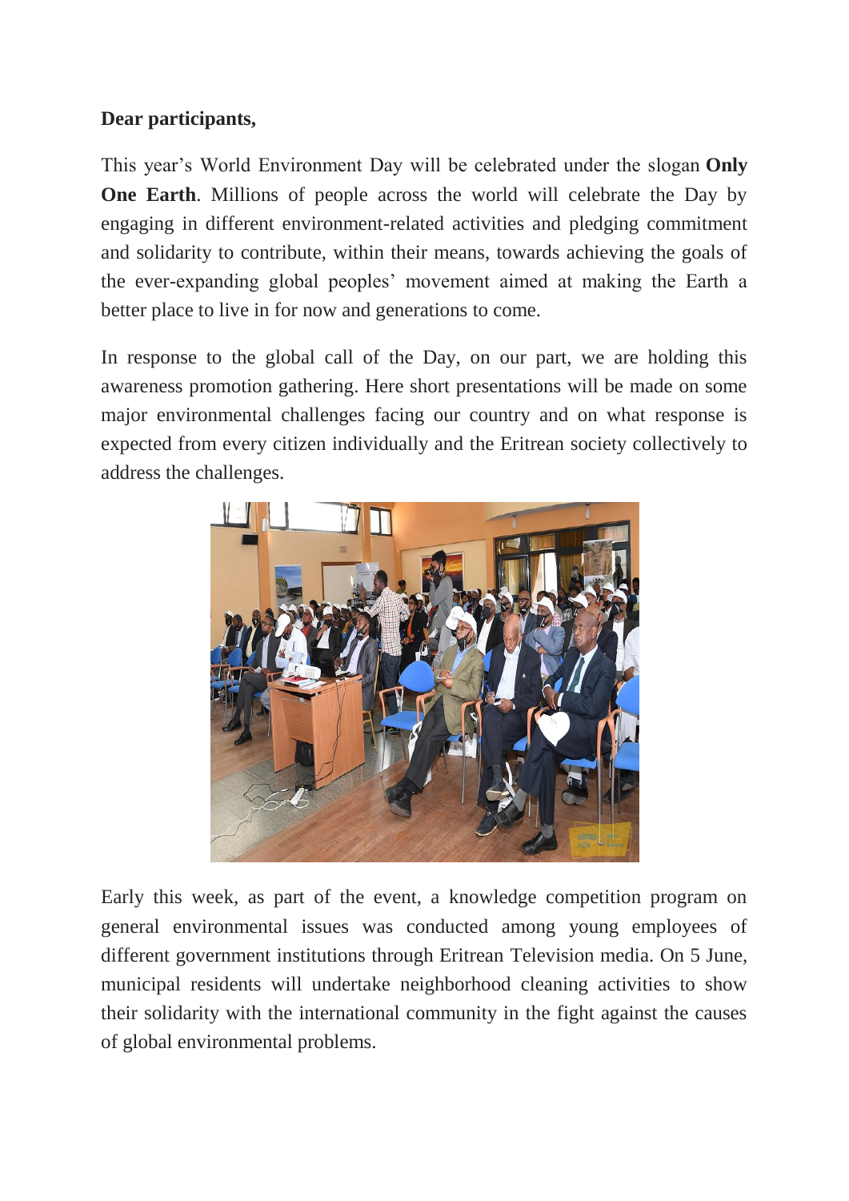**Dear participants,**

This year's World Environment Day will be celebrated under the slogan **Only One Earth**. Millions of people across the world will celebrate the Day by engaging in different environment-related activities and pledging commitment and solidarity to contribute, within their means, towards achieving the goals of the ever-expanding global peoples' movement aimed at making the Earth a better place to live in for now and generations to come.

In response to the global call of the Day, on our part, we are holding this awareness promotion gathering. Here short presentations will be made on some major environmental challenges facing our country and on what response is expected from every citizen individually and the Eritrean society collectively to address the challenges.

Early this week, as part of the event, a knowledge competition program on general environmental issues was conducted among young employees of different government institutions through Eritrean Television media. On 5 June, municipal residents will undertake neighborhood cleaning activities to show their solidarity with the international community in the fight against the causes of global environmental problems.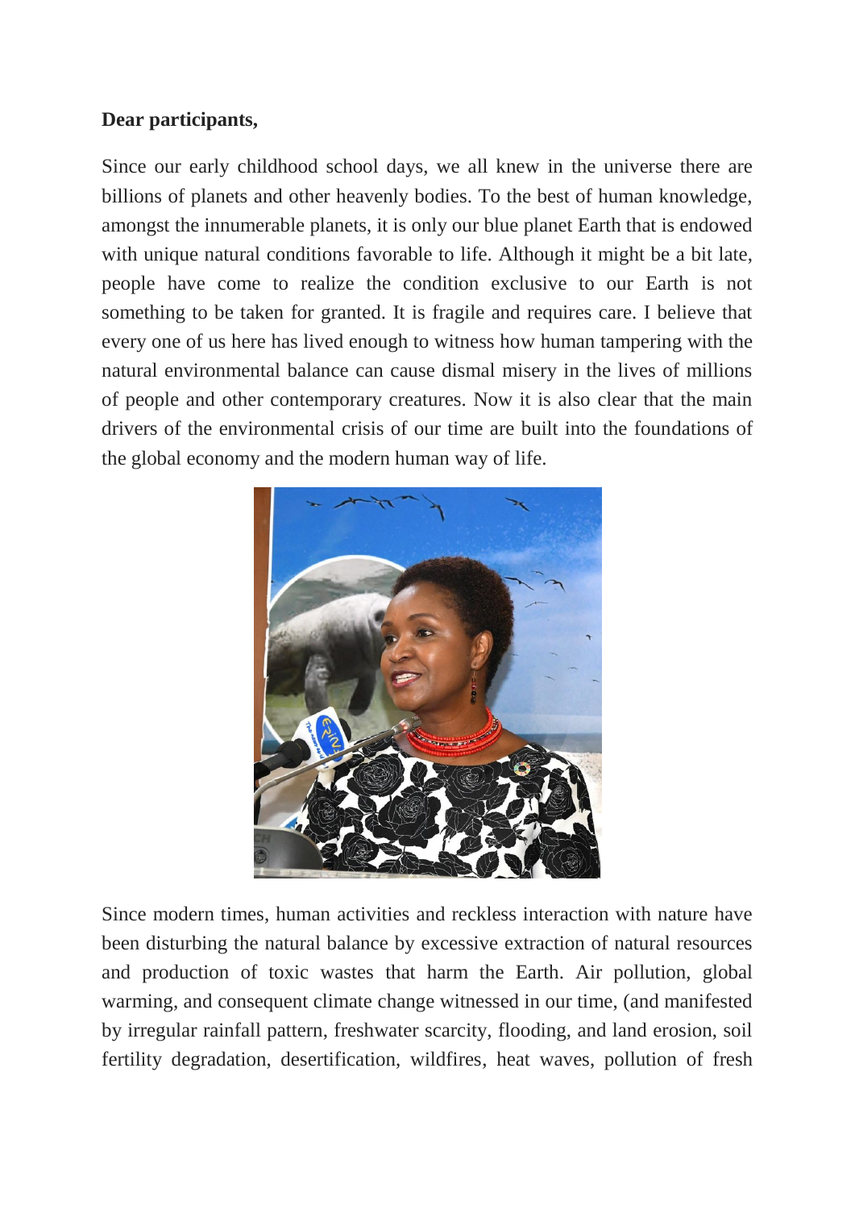**Dear participants,**

Since our early childhood school days, we all knew in the universe there are billions of planets and other heavenly bodies. To the best of human knowledge, amongst the innumerable planets, it is only our blue planet Earth that is endowed with unique natural conditions favorable to life. Although it might be a bit late, people have come to realize the condition exclusive to our Earth is not something to be taken for granted. It is fragile and requires care. I believe that every one of us here has lived enough to witness how human tampering with the natural environmental balance can cause dismal misery in the lives of millions of people and other contemporary creatures. Now it is also clear that the main drivers of the environmental crisis of our time are built into the foundations of the global economy and the modern human way of life.

Since modern times, human activities and reckless interaction with nature have been disturbing the natural balance by excessive extraction of natural resources and production of toxic wastes that harm the Earth. Air pollution, global warming, and consequent climate change witnessed in our time, (and manifested by irregular rainfall pattern, freshwater scarcity, flooding, and land erosion, soil fertility degradation, desertification, wildfires, heat waves, pollution of fresh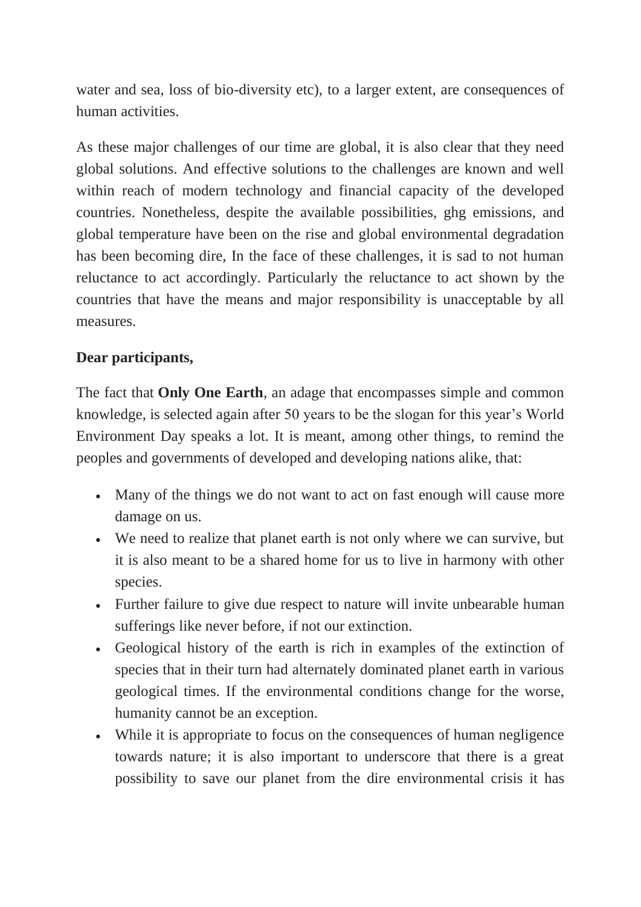water and sea, loss of bio-diversity etc), to a larger extent, are consequences of human activities.

As these major challenges of our time are global, it is also clear that they need global solutions. And effective solutions to the challenges are known and well within reach of modern technology and financial capacity of the developed countries. Nonetheless, despite the available possibilities, ghg emissions, and global temperature have been on the rise and global environmental degradation has been becoming dire, In the face of these challenges, it is sad to not human reluctance to act accordingly. Particularly the reluctance to act shown by the countries that have the means and major responsibility is unacceptable by all measures.

**Dear participants,**

The fact that **Only One Earth**, an adage that encompasses simple and common knowledge, is selected again after 50 years to be the slogan for this year's World Environment Day speaks a lot. It is meant, among other things, to remind the peoples and governments of developed and developing nations alike, that:

- Many of the things we do not want to act on fast enough will cause more damage on us.
- We need to realize that planet earth is not only where we can survive, but it is also meant to be a shared home for us to live in harmony with other species.
- Further failure to give due respect to nature will invite unbearable human sufferings like never before, if not our extinction.
- Geological history of the earth is rich in examples of the extinction of species that in their turn had alternately dominated planet earth in various geological times. If the environmental conditions change for the worse, humanity cannot be an exception.
- While it is appropriate to focus on the consequences of human negligence towards nature; it is also important to underscore that there is a great possibility to save our planet from the dire environmental crisis it has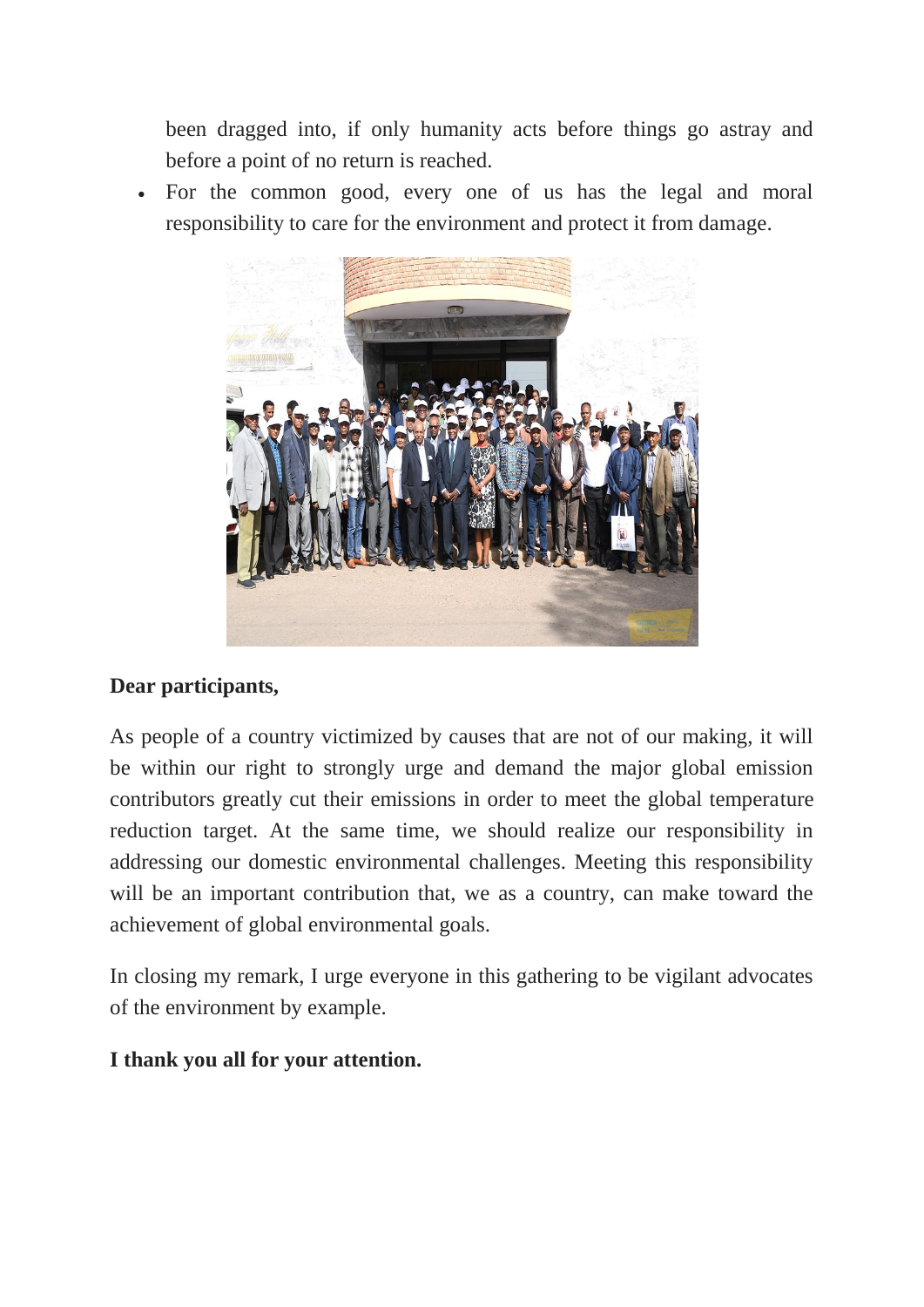been dragged into, if only humanity acts before things go astray and before a point of no return is reached.

- For the common good, every one of us has the legal and moral responsibility to care for the environment and protect it from damage.

**Dear participants,**

As people of a country victimized by causes that are not of our making, it will be within our right to strongly urge and demand the major global emission contributors greatly cut their emissions in order to meet the global temperature reduction target. At the same time, we should realize our responsibility in addressing our domestic environmental challenges. Meeting this responsibility will be an important contribution that, we as a country, can make toward the achievement of global environmental goals.

In closing my remark, I urge everyone in this gathering to be vigilant advocates of the environment by example.

**I thank you all for your attention.**